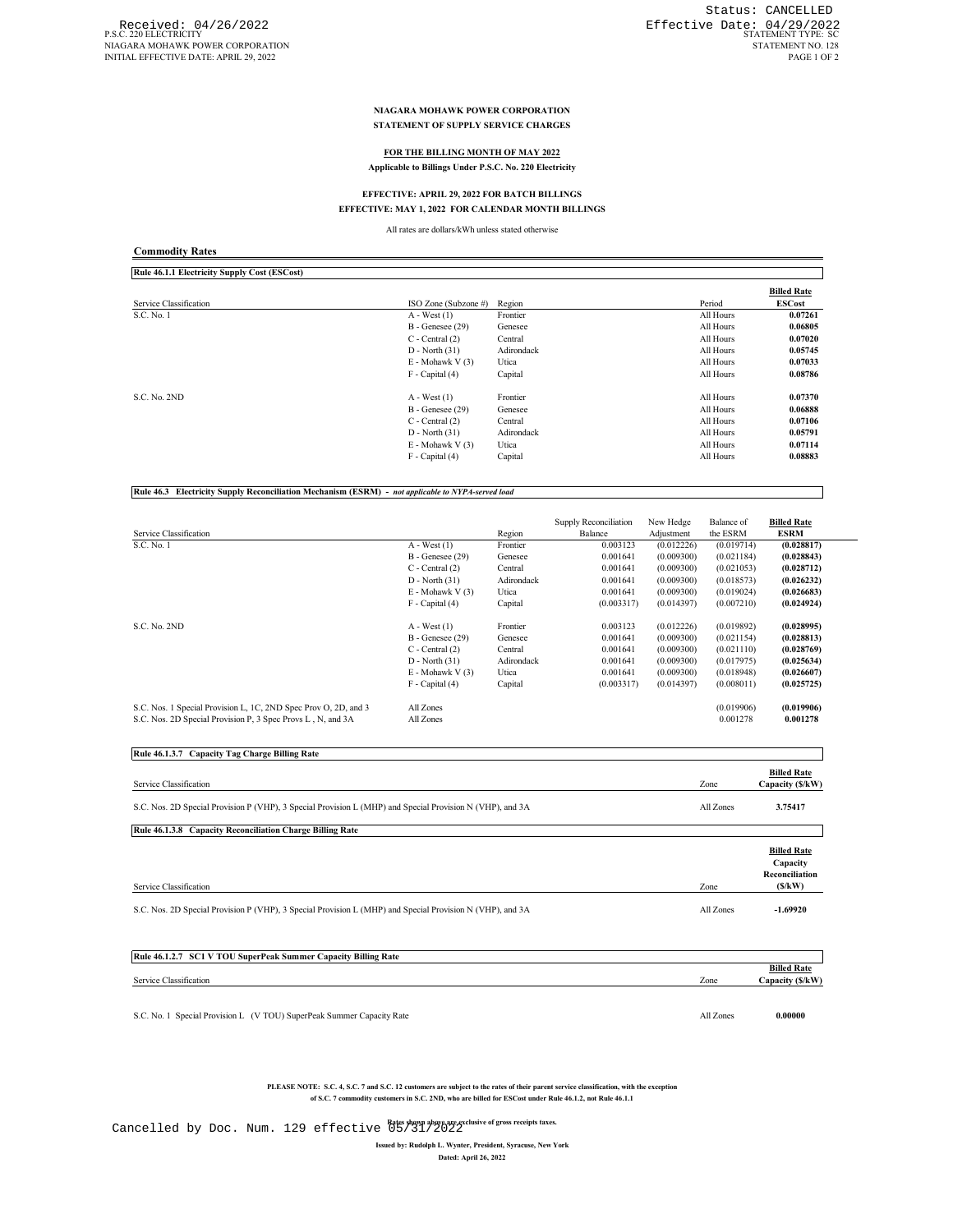# NIAGARA MOHAWK POWER CORPORATION

## STATEMENT OF SUPPLY SERVICE CHARGES

**FOR THE BILLING MONTH OF MAY 2022**

**Applicable to Billings Under P.S.C. No. 220 Electricity**

**EFFECTIVE: APRIL 29, 2022 FOR BATCH BILLINGS**

**EFFECTIVE: MAY 1, 2022 FOR CALENDAR MONTH BILLINGS**

All rates are dollars/kWh unless stated otherwise

### Commodity Rates

**Rule 46.1.1 Electricity Supply Cost (ESCost)**

| Service Classification | ISO Zone (Subzone #) | Region | Period | Billed Rate ESCost |
|---|---|---|---|---|
| S.C. No. 1 | A - West (1) | Frontier | All Hours | **0.07261** |
| | B - Genesee (29) | Genesee | All Hours | **0.06805** |
| | C - Central (2) | Central | All Hours | **0.07020** |
| | D - North (31) | Adirondack | All Hours | **0.05745** |
| | E - Mohawk V (3) | Utica | All Hours | **0.07033** |
| | F - Capital (4) | Capital | All Hours | **0.08786** |
| S.C. No. 2ND | A - West (1) | Frontier | All Hours | **0.07370** |
| | B - Genesee (29) | Genesee | All Hours | **0.06888** |
| | C - Central (2) | Central | All Hours | **0.07106** |
| | D - North (31) | Adirondack | All Hours | **0.05791** |
| | E - Mohawk V (3) | Utica | All Hours | **0.07114** |
| | F - Capital (4) | Capital | All Hours | **0.08883** |

**Rule 46.3 Electricity Supply Reconciliation Mechanism (ESRM)** - *not applicable to NYPA-served load*

| Service Classification | | Region | Supply Reconciliation Balance | New Hedge Adjustment | Balance of the ESRM | Billed Rate ESRM |
|---|---|---|---|---|---|---|
| S.C. No. 1 | A - West (1) | Frontier | 0.003123 | (0.012226) | (0.019714) | **(0.028817)** |
| | B - Genesee (29) | Genesee | 0.001641 | (0.009300) | (0.021184) | **(0.028843)** |
| | C - Central (2) | Central | 0.001641 | (0.009300) | (0.021053) | **(0.028712)** |
| | D - North (31) | Adirondack | 0.001641 | (0.009300) | (0.018573) | **(0.026232)** |
| | E - Mohawk V (3) | Utica | 0.001641 | (0.009300) | (0.019024) | **(0.026683)** |
| | F - Capital (4) | Capital | (0.003317) | (0.014397) | (0.007210) | **(0.024924)** |
| S.C. No. 2ND | A - West (1) | Frontier | 0.003123 | (0.012226) | (0.019892) | **(0.028995)** |
| | B - Genesee (29) | Genesee | 0.001641 | (0.009300) | (0.021154) | **(0.028813)** |
| | C - Central (2) | Central | 0.001641 | (0.009300) | (0.021110) | **(0.028769)** |
| | D - North (31) | Adirondack | 0.001641 | (0.009300) | (0.017975) | **(0.025634)** |
| | E - Mohawk V (3) | Utica | 0.001641 | (0.009300) | (0.018948) | **(0.026607)** |
| | F - Capital (4) | Capital | (0.003317) | (0.014397) | (0.008011) | **(0.025725)** |
| S.C. Nos. 1 Special Provision L, 1C, 2ND Spec Prov O, 2D, and 3 | All Zones | | | | (0.019906) | **(0.019906)** |
| S.C. Nos. 2D Special Provision P, 3 Spec Provs L , N, and 3A | All Zones | | | | 0.001278 | **0.001278** |

**Rule 46.1.3.7 Capacity Tag Charge Billing Rate**

| Service Classification | Zone | Billed Rate Capacity ($/kW) |
|---|---|---|
| S.C. Nos. 2D Special Provision P (VHP), 3 Special Provision L (MHP) and Special Provision N (VHP), and 3A | All Zones | **3.75417** |

**Rule 46.1.3.8 Capacity Reconciliation Charge Billing Rate**

| Service Classification | Zone | Billed Rate Capacity Reconciliation ($/kW) |
|---|---|---|
| S.C. Nos. 2D Special Provision P (VHP), 3 Special Provision L (MHP) and Special Provision N (VHP), and 3A | All Zones | **-1.69920** |

**Rule 46.1.2.7 SC1 V TOU SuperPeak Summer Capacity Billing Rate**

| Service Classification | Zone | Billed Rate Capacity ($/kW) |
|---|---|---|
| S.C. No. 1 Special Provision L (V TOU) SuperPeak Summer Capacity Rate | All Zones | **0.00000** |

**PLEASE NOTE: S.C. 4, S.C. 7 and S.C. 12 customers are subject to the rates of their parent service classification, with the exception of S.C. 7 commodity customers in S.C. 2ND, who are billed for ESCost under Rule 46.1.2, not Rule 46.1.1**

**Rates shown above are exclusive of gross receipts taxes.**

**Issued by: Rudolph L. Wynter, President, Syracuse, New York**

**Dated: April 26, 2022**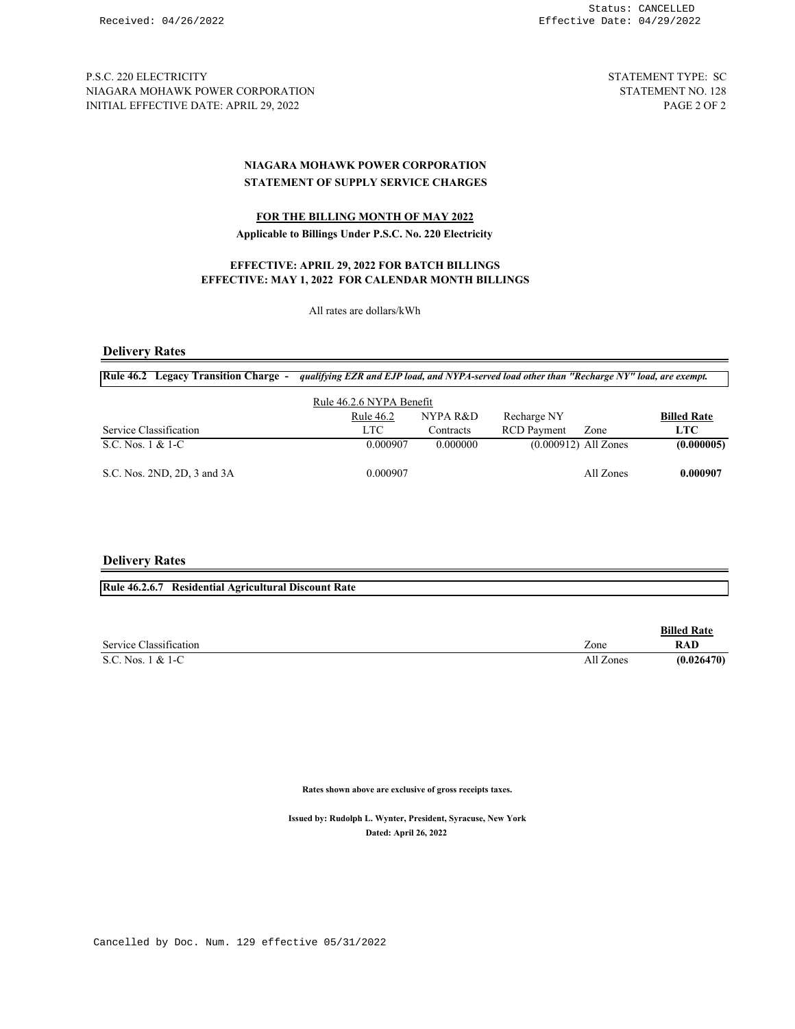Status: CANCELLED

Received: 04/26/2022

Effective Date: 04/29/2022

P.S.C. 220 ELECTRICITY
NIAGARA MOHAWK POWER CORPORATION
INITIAL EFFECTIVE DATE: APRIL 29, 2022

STATEMENT TYPE: SC
STATEMENT NO. 128

## NIAGARA MOHAWK POWER CORPORATION
## STATEMENT OF SUPPLY SERVICE CHARGES

**FOR THE BILLING MONTH OF MAY 2022**

**Applicable to Billings Under P.S.C. No. 220 Electricity**

**EFFECTIVE: APRIL 29, 2022 FOR BATCH BILLINGS**
**EFFECTIVE: MAY 1, 2022 FOR CALENDAR MONTH BILLINGS**

All rates are dollars/kWh

### Delivery Rates

**Rule 46.2 Legacy Transition Charge -** *qualifying EZR and EJP load, and NYPA-served load other than "Recharge NY" load, are exempt.*

| | Rule 46.2.6 NYPA Benefit | | | | |
|---|---|---|---|---|---|
| Service Classification | Rule 46.2 LTC | NYPA R&D Contracts | Recharge NY RCD Payment | Zone | **Billed Rate LTC** |
| S.C. Nos. 1 & 1-C | 0.000907 | 0.000000 | (0.000912) | All Zones | **(0.000005)** |
| S.C. Nos. 2ND, 2D, 3 and 3A | 0.000907 | | | All Zones | **0.000907** |

### Delivery Rates

**Rule 46.2.6.7 Residential Agricultural Discount Rate**

| Service Classification | Zone | **Billed Rate RAD** |
|---|---|---|
| S.C. Nos. 1 & 1-C | All Zones | **(0.026470)** |

**Rates shown above are exclusive of gross receipts taxes.**

**Issued by: Rudolph L. Wynter, President, Syracuse, New York**
**Dated: April 26, 2022**

Cancelled by Doc. Num. 129 effective 05/31/2022